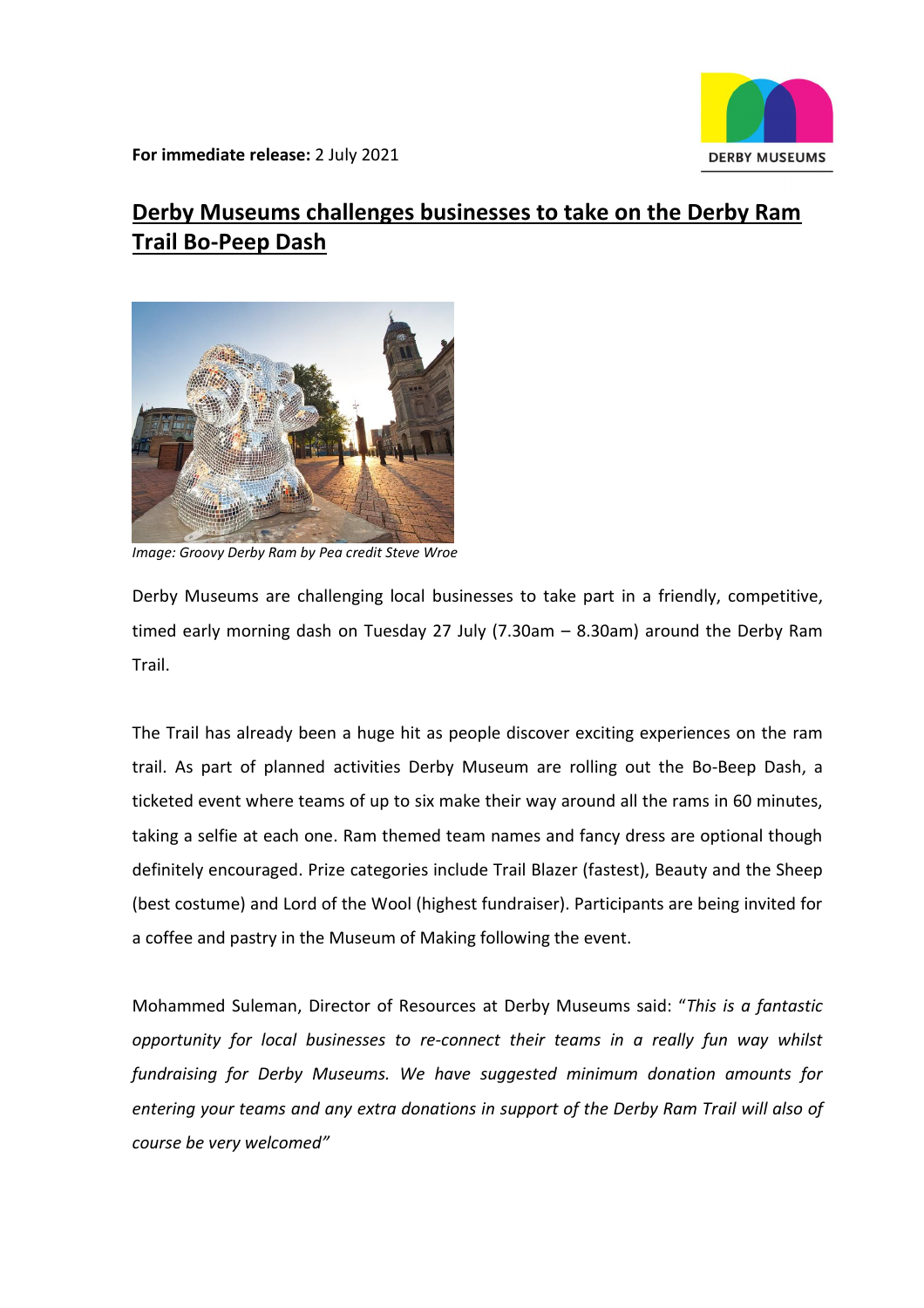**For immediate release:** 2 July 2021

DERBY MUSEUMS

# Derby Museums challenges businesses to take on the Derby Ram Trail Bo-Peep Dash

*Image: Groovy Derby Ram by Pea credit Steve Wroe*

Derby Museums are challenging local businesses to take part in a friendly, competitive, timed early morning dash on Tuesday 27 July (7.30am – 8.30am) around the Derby Ram Trail.

The Trail has already been a huge hit as people discover exciting experiences on the ram trail. As part of planned activities Derby Museum are rolling out the Bo-Beep Dash, a ticketed event where teams of up to six make their way around all the rams in 60 minutes, taking a selfie at each one. Ram themed team names and fancy dress are optional though definitely encouraged. Prize categories include Trail Blazer (fastest), Beauty and the Sheep (best costume) and Lord of the Wool (highest fundraiser). Participants are being invited for a coffee and pastry in the Museum of Making following the event.

Mohammed Suleman, Director of Resources at Derby Museums said: "*This is a fantastic opportunity for local businesses to re-connect their teams in a really fun way whilst fundraising for Derby Museums. We have suggested minimum donation amounts for entering your teams and any extra donations in support of the Derby Ram Trail will also of course be very welcomed"*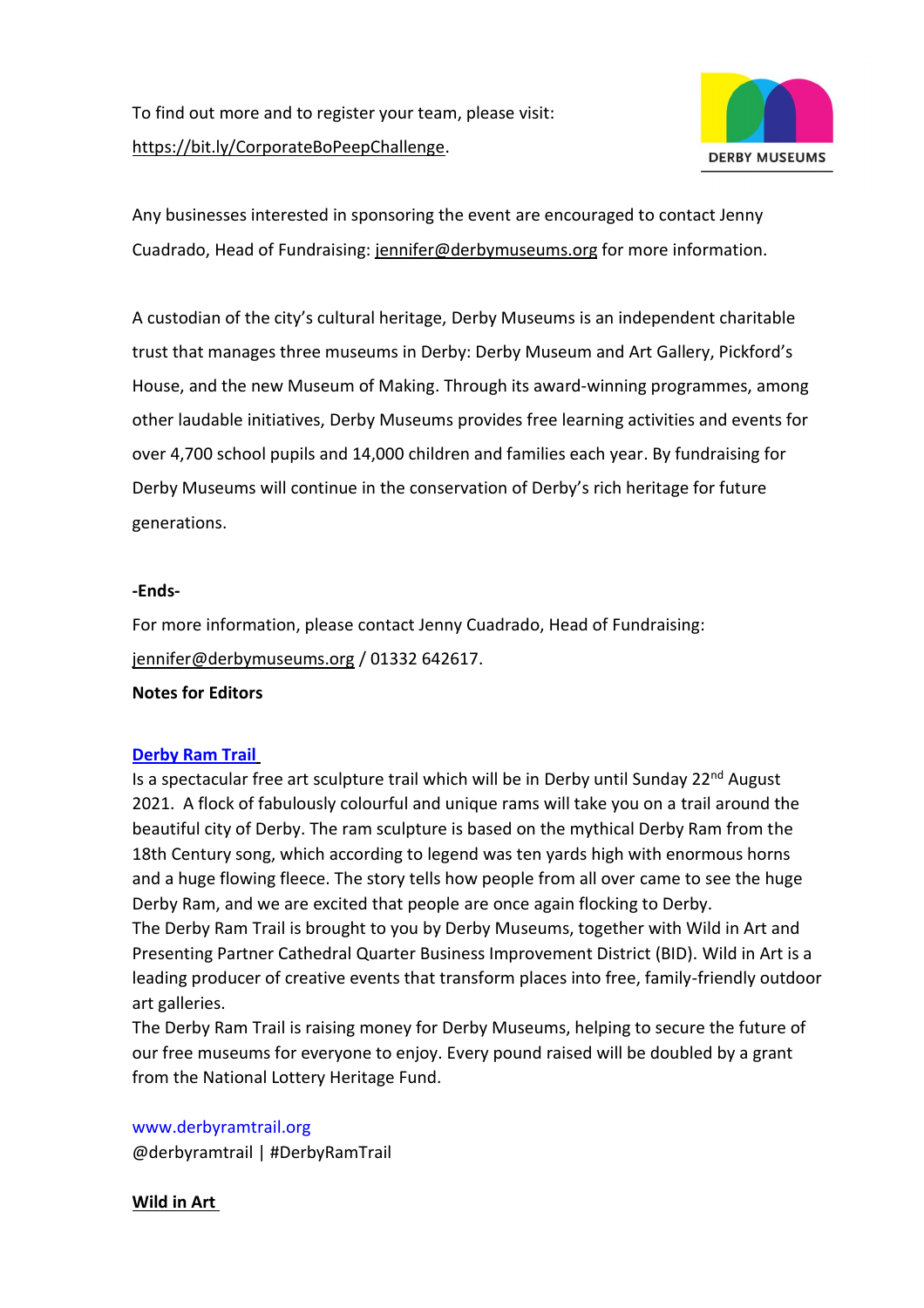To find out more and to register your team, please visit: https://bit.ly/CorporateBoPeepChallenge.

Any businesses interested in sponsoring the event are encouraged to contact Jenny Cuadrado, Head of Fundraising: jennifer@derbymuseums.org for more information.

A custodian of the city's cultural heritage, Derby Museums is an independent charitable trust that manages three museums in Derby: Derby Museum and Art Gallery, Pickford's House, and the new Museum of Making. Through its award-winning programmes, among other laudable initiatives, Derby Museums provides free learning activities and events for over 4,700 school pupils and 14,000 children and families each year. By fundraising for Derby Museums will continue in the conservation of Derby's rich heritage for future generations.

**-Ends-**

For more information, please contact Jenny Cuadrado, Head of Fundraising: jennifer@derbymuseums.org / 01332 642617.

**Notes for Editors**

**Derby Ram Trail**

Is a spectacular free art sculpture trail which will be in Derby until Sunday 22nd August 2021. A flock of fabulously colourful and unique rams will take you on a trail around the beautiful city of Derby. The ram sculpture is based on the mythical Derby Ram from the 18th Century song, which according to legend was ten yards high with enormous horns and a huge flowing fleece. The story tells how people from all over came to see the huge Derby Ram, and we are excited that people are once again flocking to Derby.

The Derby Ram Trail is brought to you by Derby Museums, together with Wild in Art and Presenting Partner Cathedral Quarter Business Improvement District (BID). Wild in Art is a leading producer of creative events that transform places into free, family-friendly outdoor art galleries.

The Derby Ram Trail is raising money for Derby Museums, helping to secure the future of our free museums for everyone to enjoy. Every pound raised will be doubled by a grant from the National Lottery Heritage Fund.

www.derbyramtrail.org
@derbyramtrail | #DerbyRamTrail

**Wild in Art**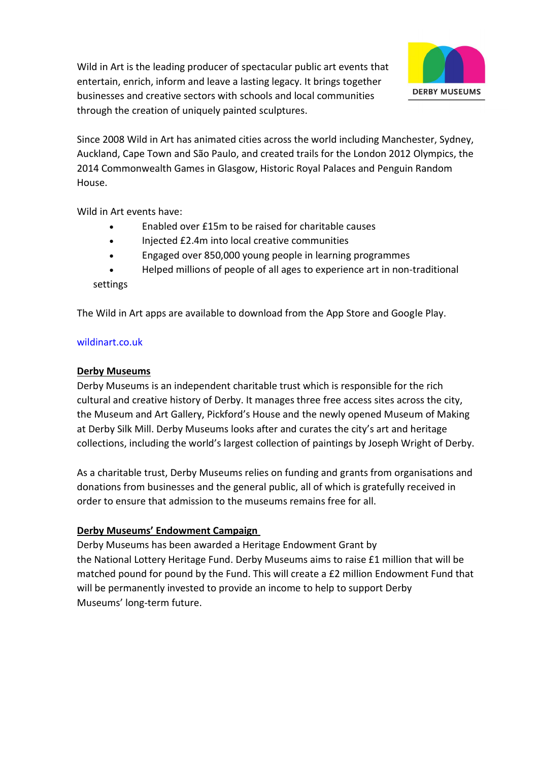Wild in Art is the leading producer of spectacular public art events that entertain, enrich, inform and leave a lasting legacy. It brings together businesses and creative sectors with schools and local communities through the creation of uniquely painted sculptures.

Since 2008 Wild in Art has animated cities across the world including Manchester, Sydney, Auckland, Cape Town and São Paulo, and created trails for the London 2012 Olympics, the 2014 Commonwealth Games in Glasgow, Historic Royal Palaces and Penguin Random House.

Wild in Art events have:

- Enabled over £15m to be raised for charitable causes
- Injected £2.4m into local creative communities
- Engaged over 850,000 young people in learning programmes
- Helped millions of people of all ages to experience art in non-traditional settings

The Wild in Art apps are available to download from the App Store and Google Play.

wildinart.co.uk

**Derby Museums**

Derby Museums is an independent charitable trust which is responsible for the rich cultural and creative history of Derby. It manages three free access sites across the city, the Museum and Art Gallery, Pickford's House and the newly opened Museum of Making at Derby Silk Mill. Derby Museums looks after and curates the city's art and heritage collections, including the world's largest collection of paintings by Joseph Wright of Derby.

As a charitable trust, Derby Museums relies on funding and grants from organisations and donations from businesses and the general public, all of which is gratefully received in order to ensure that admission to the museums remains free for all.

**Derby Museums' Endowment Campaign**

Derby Museums has been awarded a Heritage Endowment Grant by the National Lottery Heritage Fund. Derby Museums aims to raise £1 million that will be matched pound for pound by the Fund. This will create a £2 million Endowment Fund that will be permanently invested to provide an income to help to support Derby Museums' long-term future.